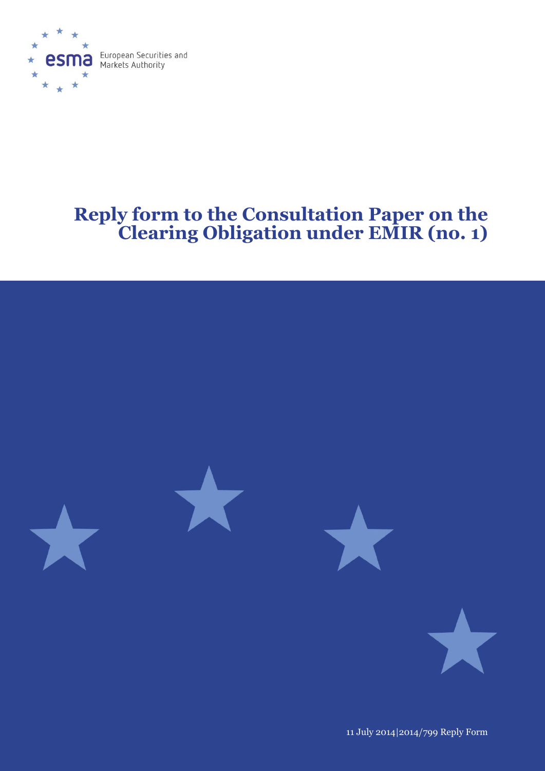European Securities and Markets Authority

# Reply form to the Consultation Paper on the Clearing Obligation under EMIR (no. 1)

11 July 2014|2014/799 Reply Form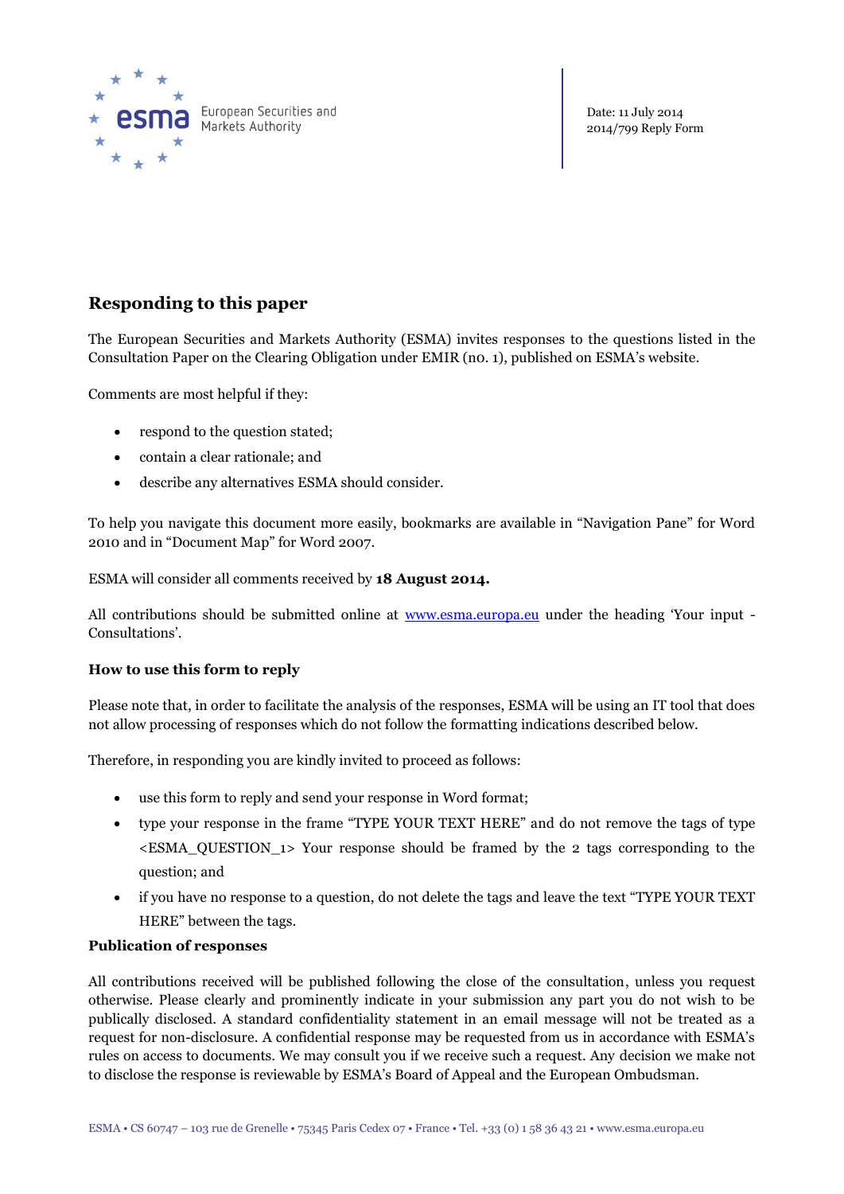Date: 11 July 2014
2014/799 Reply Form

## Responding to this paper

The European Securities and Markets Authority (ESMA) invites responses to the questions listed in the Consultation Paper on the Clearing Obligation under EMIR (no. 1), published on ESMA's website.

Comments are most helpful if they:

- respond to the question stated;
- contain a clear rationale; and
- describe any alternatives ESMA should consider.

To help you navigate this document more easily, bookmarks are available in "Navigation Pane" for Word 2010 and in "Document Map" for Word 2007.

ESMA will consider all comments received by **18 August 2014.**

All contributions should be submitted online at www.esma.europa.eu under the heading 'Your input - Consultations'.

### How to use this form to reply

Please note that, in order to facilitate the analysis of the responses, ESMA will be using an IT tool that does not allow processing of responses which do not follow the formatting indications described below.

Therefore, in responding you are kindly invited to proceed as follows:

- use this form to reply and send your response in Word format;
- type your response in the frame "TYPE YOUR TEXT HERE" and do not remove the tags of type <ESMA_QUESTION_1> Your response should be framed by the 2 tags corresponding to the question; and
- if you have no response to a question, do not delete the tags and leave the text "TYPE YOUR TEXT HERE" between the tags.

### Publication of responses

All contributions received will be published following the close of the consultation, unless you request otherwise. Please clearly and prominently indicate in your submission any part you do not wish to be publically disclosed. A standard confidentiality statement in an email message will not be treated as a request for non-disclosure. A confidential response may be requested from us in accordance with ESMA's rules on access to documents. We may consult you if we receive such a request. Any decision we make not to disclose the response is reviewable by ESMA's Board of Appeal and the European Ombudsman.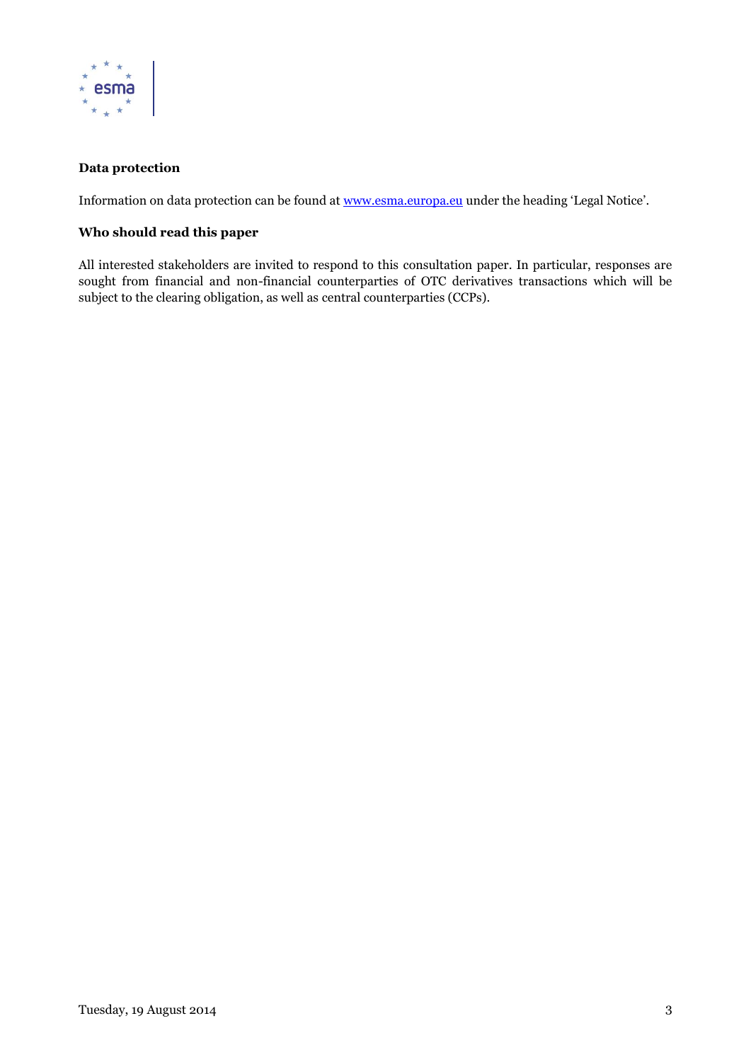**Data protection**

Information on data protection can be found at [www.esma.europa.eu](http://www.esma.europa.eu) under the heading 'Legal Notice'.

**Who should read this paper**

All interested stakeholders are invited to respond to this consultation paper. In particular, responses are sought from financial and non-financial counterparties of OTC derivatives transactions which will be subject to the clearing obligation, as well as central counterparties (CCPs).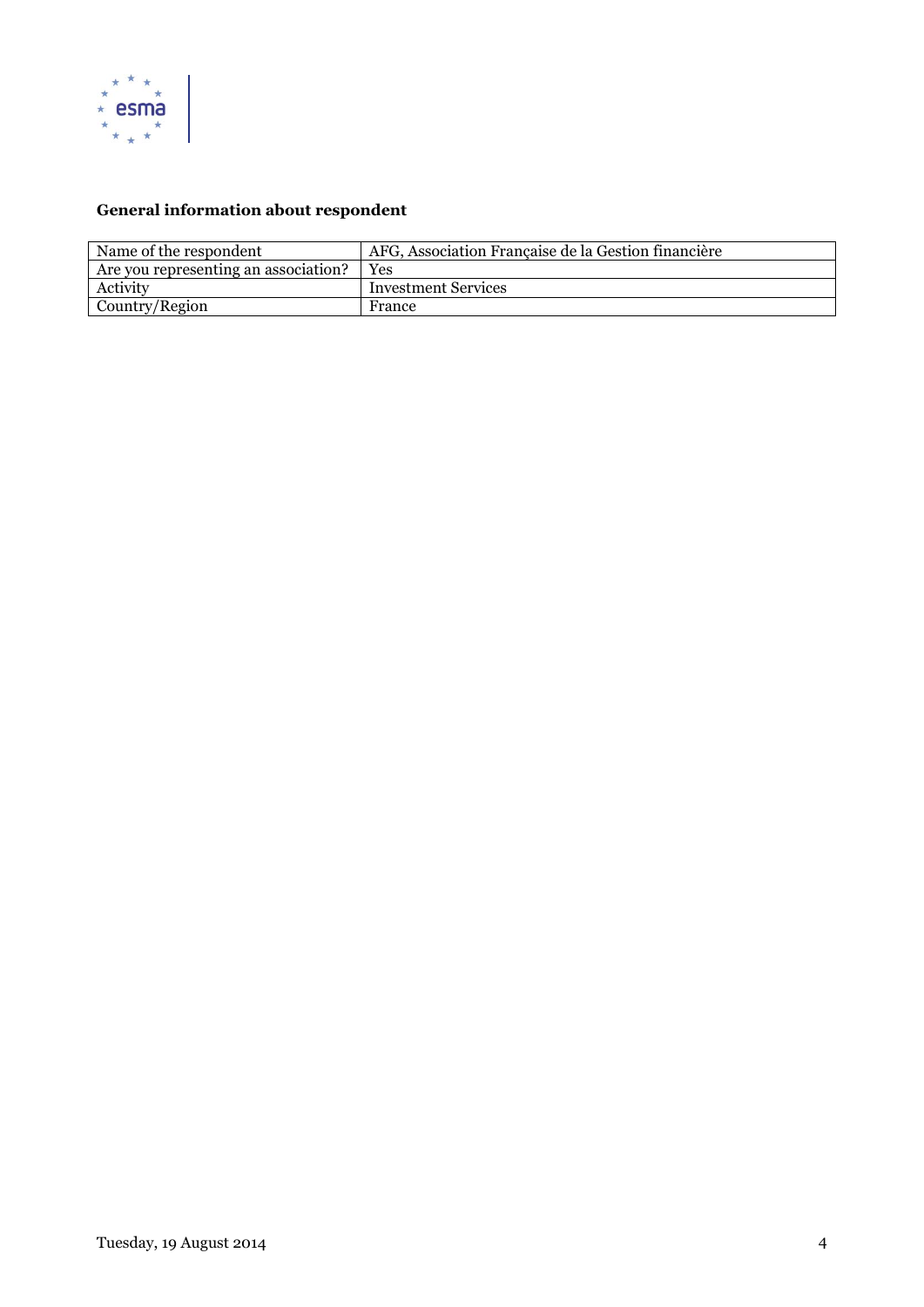**General information about respondent**

| Name of the respondent | AFG, Association Française de la Gestion financière |
|---|---|
| Are you representing an association? | Yes |
| Activity | Investment Services |
| Country/Region | France |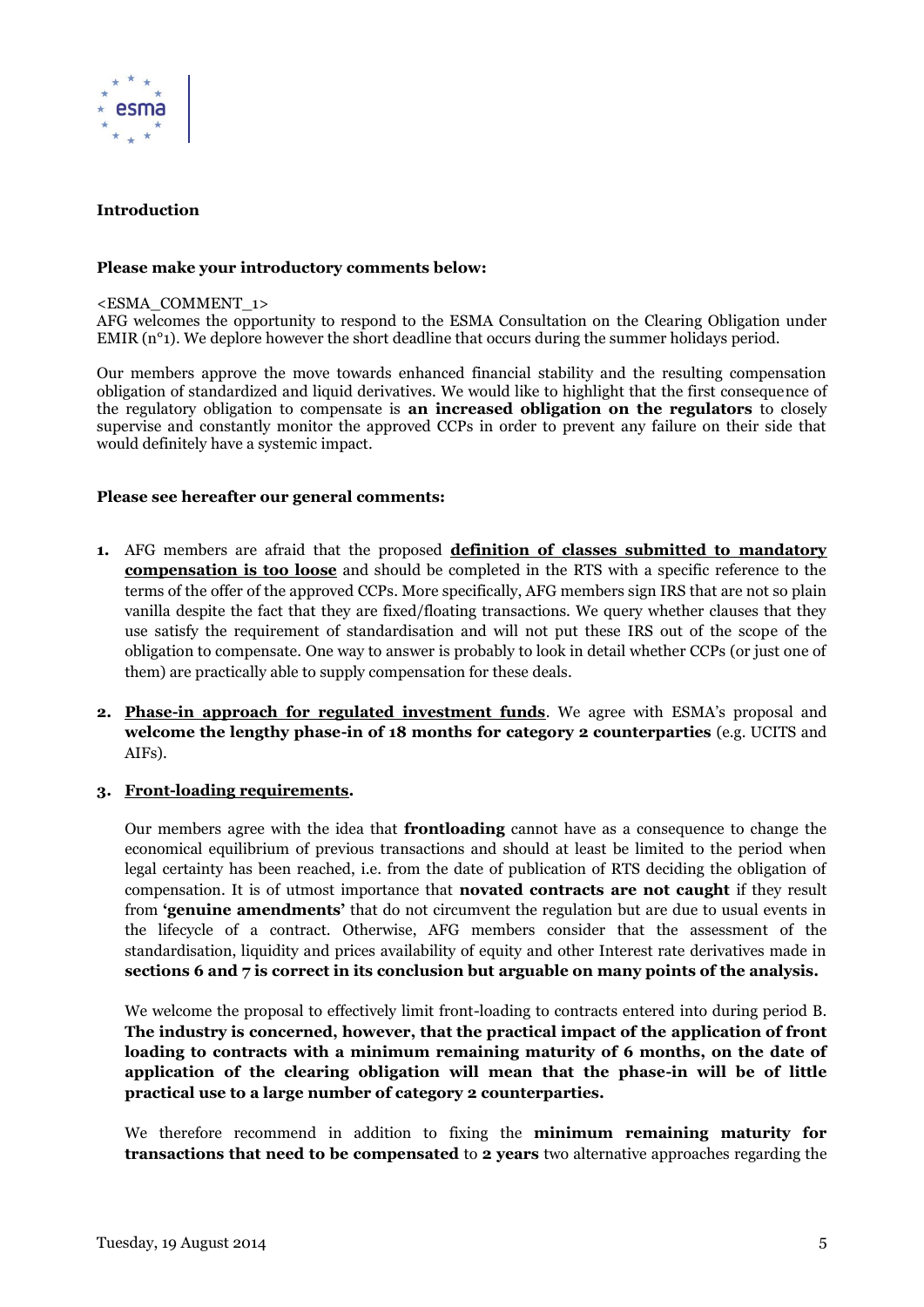**Introduction**

**Please make your introductory comments below:**

<ESMA_COMMENT_1>
AFG welcomes the opportunity to respond to the ESMA Consultation on the Clearing Obligation under EMIR (n°1). We deplore however the short deadline that occurs during the summer holidays period.

Our members approve the move towards enhanced financial stability and the resulting compensation obligation of standardized and liquid derivatives. We would like to highlight that the first consequence of the regulatory obligation to compensate is **an increased obligation on the regulators** to closely supervise and constantly monitor the approved CCPs in order to prevent any failure on their side that would definitely have a systemic impact.

**Please see hereafter our general comments:**

1. AFG members are afraid that the proposed **definition of classes submitted to mandatory compensation is too loose** and should be completed in the RTS with a specific reference to the terms of the offer of the approved CCPs. More specifically, AFG members sign IRS that are not so plain vanilla despite the fact that they are fixed/floating transactions. We query whether clauses that they use satisfy the requirement of standardisation and will not put these IRS out of the scope of the obligation to compensate. One way to answer is probably to look in detail whether CCPs (or just one of them) are practically able to supply compensation for these deals.

2. **Phase-in approach for regulated investment funds**. We agree with ESMA's proposal and **welcome the lengthy phase-in of 18 months for category 2 counterparties** (e.g. UCITS and AIFs).

3. **Front-loading requirements.**

   Our members agree with the idea that **frontloading** cannot have as a consequence to change the economical equilibrium of previous transactions and should at least be limited to the period when legal certainty has been reached, i.e. from the date of publication of RTS deciding the obligation of compensation. It is of utmost importance that **novated contracts are not caught** if they result from **'genuine amendments'** that do not circumvent the regulation but are due to usual events in the lifecycle of a contract. Otherwise, AFG members consider that the assessment of the standardisation, liquidity and prices availability of equity and other Interest rate derivatives made in **sections 6 and 7 is correct in its conclusion but arguable on many points of the analysis.**

   We welcome the proposal to effectively limit front-loading to contracts entered into during period B. **The industry is concerned, however, that the practical impact of the application of front loading to contracts with a minimum remaining maturity of 6 months, on the date of application of the clearing obligation will mean that the phase-in will be of little practical use to a large number of category 2 counterparties.**

   We therefore recommend in addition to fixing the **minimum remaining maturity for transactions that need to be compensated** to **2 years** two alternative approaches regarding the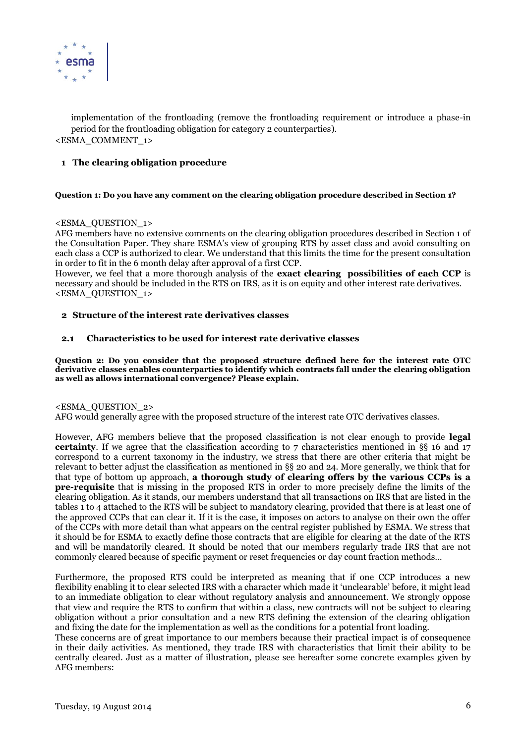implementation of the frontloading (remove the frontloading requirement or introduce a phase-in period for the frontloading obligation for category 2 counterparties).

<ESMA_COMMENT_1>

## 1 The clearing obligation procedure

**Question 1: Do you have any comment on the clearing obligation procedure described in Section 1?**

<ESMA_QUESTION_1>

AFG members have no extensive comments on the clearing obligation procedures described in Section 1 of the Consultation Paper. They share ESMA's view of grouping RTS by asset class and avoid consulting on each class a CCP is authorized to clear. We understand that this limits the time for the present consultation in order to fit in the 6 month delay after approval of a first CCP.

However, we feel that a more thorough analysis of the **exact clearing possibilities of each CCP** is necessary and should be included in the RTS on IRS, as it is on equity and other interest rate derivatives.

<ESMA_QUESTION_1>

## 2 Structure of the interest rate derivatives classes

### 2.1 Characteristics to be used for interest rate derivative classes

**Question 2: Do you consider that the proposed structure defined here for the interest rate OTC derivative classes enables counterparties to identify which contracts fall under the clearing obligation as well as allows international convergence? Please explain.**

<ESMA_QUESTION_2>

AFG would generally agree with the proposed structure of the interest rate OTC derivatives classes.

However, AFG members believe that the proposed classification is not clear enough to provide **legal certainty**. If we agree that the classification according to 7 characteristics mentioned in §§ 16 and 17 correspond to a current taxonomy in the industry, we stress that there are other criteria that might be relevant to better adjust the classification as mentioned in §§ 20 and 24. More generally, we think that for that type of bottom up approach, **a thorough study of clearing offers by the various CCPs is a pre-requisite** that is missing in the proposed RTS in order to more precisely define the limits of the clearing obligation. As it stands, our members understand that all transactions on IRS that are listed in the tables 1 to 4 attached to the RTS will be subject to mandatory clearing, provided that there is at least one of the approved CCPs that can clear it. If it is the case, it imposes on actors to analyse on their own the offer of the CCPs with more detail than what appears on the central register published by ESMA. We stress that it should be for ESMA to exactly define those contracts that are eligible for clearing at the date of the RTS and will be mandatorily cleared. It should be noted that our members regularly trade IRS that are not commonly cleared because of specific payment or reset frequencies or day count fraction methods…

Furthermore, the proposed RTS could be interpreted as meaning that if one CCP introduces a new flexibility enabling it to clear selected IRS with a character which made it 'unclearable' before, it might lead to an immediate obligation to clear without regulatory analysis and announcement. We strongly oppose that view and require the RTS to confirm that within a class, new contracts will not be subject to clearing obligation without a prior consultation and a new RTS defining the extension of the clearing obligation and fixing the date for the implementation as well as the conditions for a potential front loading.

These concerns are of great importance to our members because their practical impact is of consequence in their daily activities. As mentioned, they trade IRS with characteristics that limit their ability to be centrally cleared. Just as a matter of illustration, please see hereafter some concrete examples given by AFG members: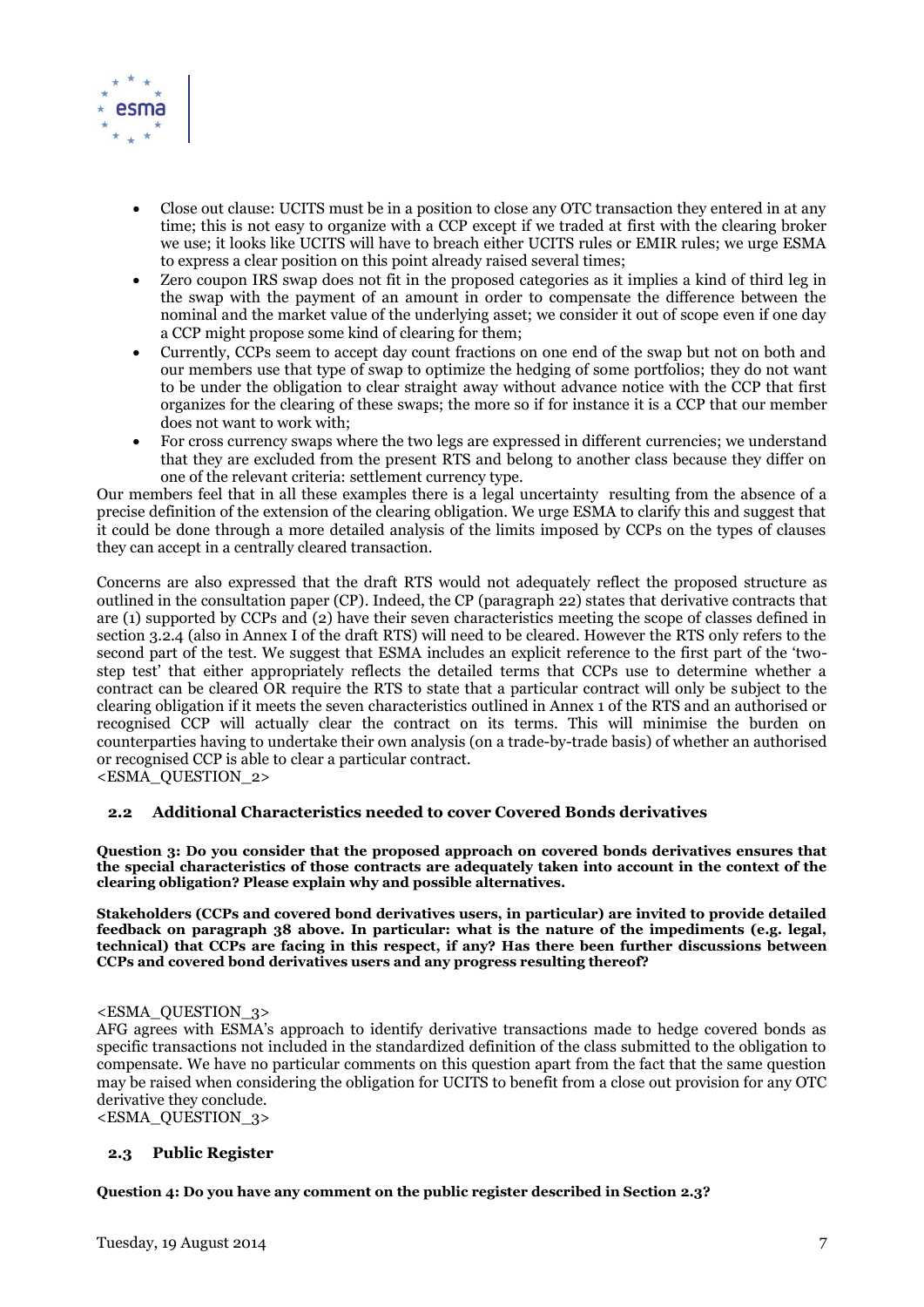- Close out clause: UCITS must be in a position to close any OTC transaction they entered in at any time; this is not easy to organize with a CCP except if we traded at first with the clearing broker we use; it looks like UCITS will have to breach either UCITS rules or EMIR rules; we urge ESMA to express a clear position on this point already raised several times;
- Zero coupon IRS swap does not fit in the proposed categories as it implies a kind of third leg in the swap with the payment of an amount in order to compensate the difference between the nominal and the market value of the underlying asset; we consider it out of scope even if one day a CCP might propose some kind of clearing for them;
- Currently, CCPs seem to accept day count fractions on one end of the swap but not on both and our members use that type of swap to optimize the hedging of some portfolios; they do not want to be under the obligation to clear straight away without advance notice with the CCP that first organizes for the clearing of these swaps; the more so if for instance it is a CCP that our member does not want to work with;
- For cross currency swaps where the two legs are expressed in different currencies; we understand that they are excluded from the present RTS and belong to another class because they differ on one of the relevant criteria: settlement currency type.

Our members feel that in all these examples there is a legal uncertainty resulting from the absence of a precise definition of the extension of the clearing obligation. We urge ESMA to clarify this and suggest that it could be done through a more detailed analysis of the limits imposed by CCPs on the types of clauses they can accept in a centrally cleared transaction.

Concerns are also expressed that the draft RTS would not adequately reflect the proposed structure as outlined in the consultation paper (CP). Indeed, the CP (paragraph 22) states that derivative contracts that are (1) supported by CCPs and (2) have their seven characteristics meeting the scope of classes defined in section 3.2.4 (also in Annex I of the draft RTS) will need to be cleared. However the RTS only refers to the second part of the test. We suggest that ESMA includes an explicit reference to the first part of the 'two-step test' that either appropriately reflects the detailed terms that CCPs use to determine whether a contract can be cleared OR require the RTS to state that a particular contract will only be subject to the clearing obligation if it meets the seven characteristics outlined in Annex 1 of the RTS and an authorised or recognised CCP will actually clear the contract on its terms. This will minimise the burden on counterparties having to undertake their own analysis (on a trade-by-trade basis) of whether an authorised or recognised CCP is able to clear a particular contract.
<ESMA_QUESTION_2>

## 2.2 Additional Characteristics needed to cover Covered Bonds derivatives

**Question 3: Do you consider that the proposed approach on covered bonds derivatives ensures that the special characteristics of those contracts are adequately taken into account in the context of the clearing obligation? Please explain why and possible alternatives.**

**Stakeholders (CCPs and covered bond derivatives users, in particular) are invited to provide detailed feedback on paragraph 38 above. In particular: what is the nature of the impediments (e.g. legal, technical) that CCPs are facing in this respect, if any? Has there been further discussions between CCPs and covered bond derivatives users and any progress resulting thereof?**

<ESMA_QUESTION_3>
AFG agrees with ESMA's approach to identify derivative transactions made to hedge covered bonds as specific transactions not included in the standardized definition of the class submitted to the obligation to compensate. We have no particular comments on this question apart from the fact that the same question may be raised when considering the obligation for UCITS to benefit from a close out provision for any OTC derivative they conclude.
<ESMA_QUESTION_3>

## 2.3 Public Register

**Question 4: Do you have any comment on the public register described in Section 2.3?**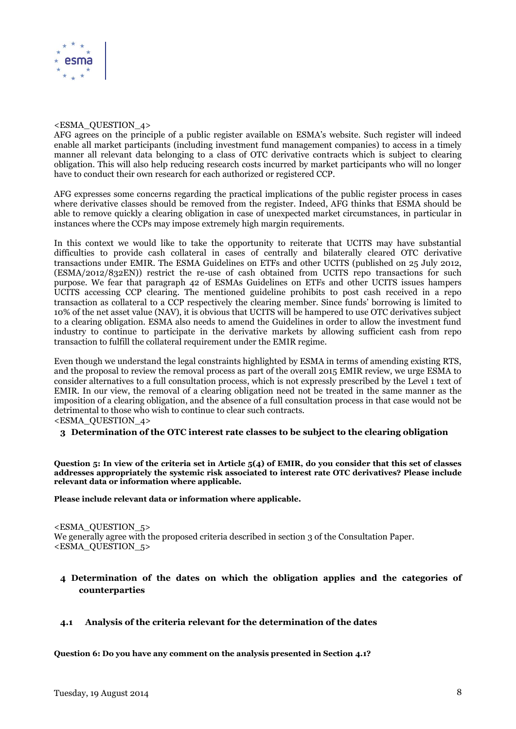<ESMA_QUESTION_4>
AFG agrees on the principle of a public register available on ESMA's website. Such register will indeed enable all market participants (including investment fund management companies) to access in a timely manner all relevant data belonging to a class of OTC derivative contracts which is subject to clearing obligation. This will also help reducing research costs incurred by market participants who will no longer have to conduct their own research for each authorized or registered CCP.

AFG expresses some concerns regarding the practical implications of the public register process in cases where derivative classes should be removed from the register. Indeed, AFG thinks that ESMA should be able to remove quickly a clearing obligation in case of unexpected market circumstances, in particular in instances where the CCPs may impose extremely high margin requirements.

In this context we would like to take the opportunity to reiterate that UCITS may have substantial difficulties to provide cash collateral in cases of centrally and bilaterally cleared OTC derivative transactions under EMIR. The ESMA Guidelines on ETFs and other UCITS (published on 25 July 2012, (ESMA/2012/832EN)) restrict the re-use of cash obtained from UCITS repo transactions for such purpose. We fear that paragraph 42 of ESMAs Guidelines on ETFs and other UCITS issues hampers UCITS accessing CCP clearing. The mentioned guideline prohibits to post cash received in a repo transaction as collateral to a CCP respectively the clearing member. Since funds' borrowing is limited to 10% of the net asset value (NAV), it is obvious that UCITS will be hampered to use OTC derivatives subject to a clearing obligation. ESMA also needs to amend the Guidelines in order to allow the investment fund industry to continue to participate in the derivative markets by allowing sufficient cash from repo transaction to fulfill the collateral requirement under the EMIR regime.

Even though we understand the legal constraints highlighted by ESMA in terms of amending existing RTS, and the proposal to review the removal process as part of the overall 2015 EMIR review, we urge ESMA to consider alternatives to a full consultation process, which is not expressly prescribed by the Level 1 text of EMIR. In our view, the removal of a clearing obligation need not be treated in the same manner as the imposition of a clearing obligation, and the absence of a full consultation process in that case would not be detrimental to those who wish to continue to clear such contracts.
<ESMA_QUESTION_4>

## 3 Determination of the OTC interest rate classes to be subject to the clearing obligation

**Question 5: In view of the criteria set in Article 5(4) of EMIR, do you consider that this set of classes addresses appropriately the systemic risk associated to interest rate OTC derivatives? Please include relevant data or information where applicable.**

**Please include relevant data or information where applicable.**

<ESMA_QUESTION_5>
We generally agree with the proposed criteria described in section 3 of the Consultation Paper.
<ESMA_QUESTION_5>

## 4 Determination of the dates on which the obligation applies and the categories of counterparties

### 4.1 Analysis of the criteria relevant for the determination of the dates

**Question 6: Do you have any comment on the analysis presented in Section 4.1?**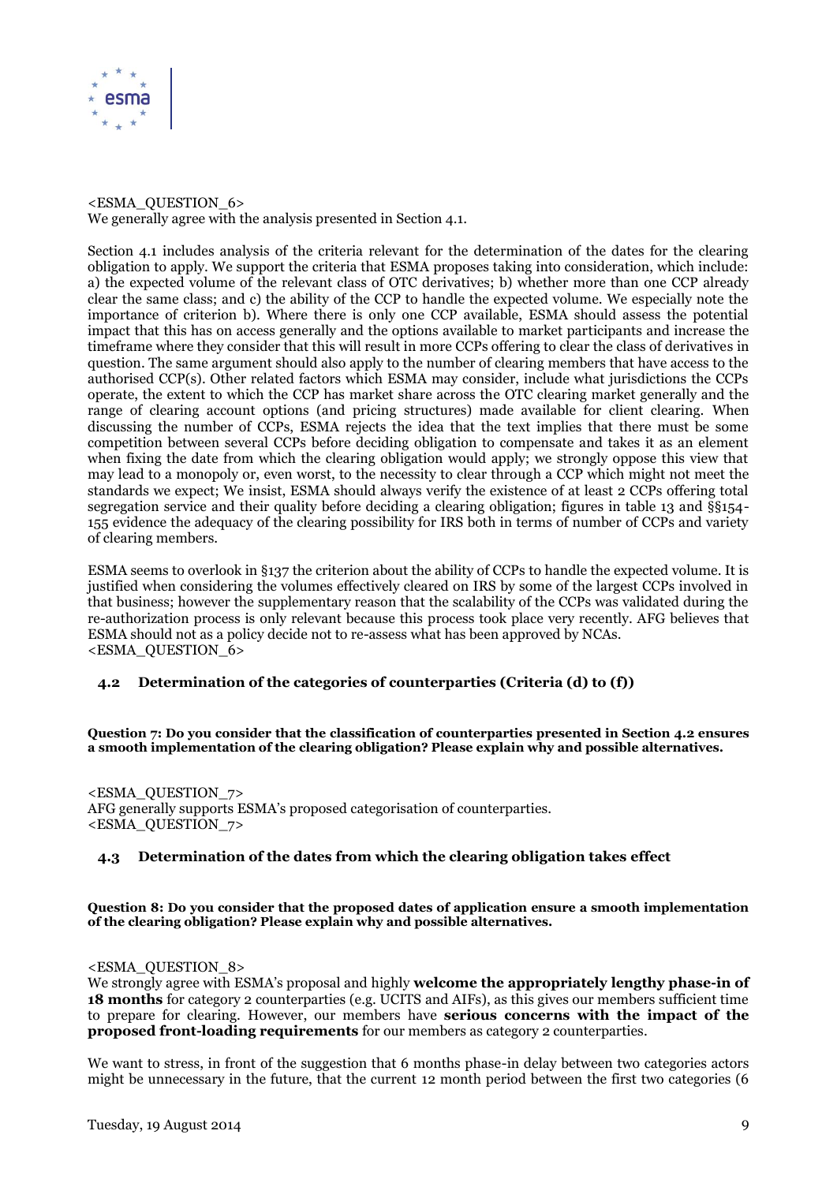<ESMA_QUESTION_6>
We generally agree with the analysis presented in Section 4.1.

Section 4.1 includes analysis of the criteria relevant for the determination of the dates for the clearing obligation to apply. We support the criteria that ESMA proposes taking into consideration, which include: a) the expected volume of the relevant class of OTC derivatives; b) whether more than one CCP already clear the same class; and c) the ability of the CCP to handle the expected volume. We especially note the importance of criterion b). Where there is only one CCP available, ESMA should assess the potential impact that this has on access generally and the options available to market participants and increase the timeframe where they consider that this will result in more CCPs offering to clear the class of derivatives in question. The same argument should also apply to the number of clearing members that have access to the authorised CCP(s). Other related factors which ESMA may consider, include what jurisdictions the CCPs operate, the extent to which the CCP has market share across the OTC clearing market generally and the range of clearing account options (and pricing structures) made available for client clearing. When discussing the number of CCPs, ESMA rejects the idea that the text implies that there must be some competition between several CCPs before deciding obligation to compensate and takes it as an element when fixing the date from which the clearing obligation would apply; we strongly oppose this view that may lead to a monopoly or, even worst, to the necessity to clear through a CCP which might not meet the standards we expect; We insist, ESMA should always verify the existence of at least 2 CCPs offering total segregation service and their quality before deciding a clearing obligation; figures in table 13 and §§154-155 evidence the adequacy of the clearing possibility for IRS both in terms of number of CCPs and variety of clearing members.

ESMA seems to overlook in §137 the criterion about the ability of CCPs to handle the expected volume. It is justified when considering the volumes effectively cleared on IRS by some of the largest CCPs involved in that business; however the supplementary reason that the scalability of the CCPs was validated during the re-authorization process is only relevant because this process took place very recently. AFG believes that ESMA should not as a policy decide not to re-assess what has been approved by NCAs.
<ESMA_QUESTION_6>

## 4.2 Determination of the categories of counterparties (Criteria (d) to (f))

**Question 7: Do you consider that the classification of counterparties presented in Section 4.2 ensures a smooth implementation of the clearing obligation? Please explain why and possible alternatives.**

<ESMA_QUESTION_7>
AFG generally supports ESMA's proposed categorisation of counterparties.
<ESMA_QUESTION_7>

## 4.3 Determination of the dates from which the clearing obligation takes effect

**Question 8: Do you consider that the proposed dates of application ensure a smooth implementation of the clearing obligation? Please explain why and possible alternatives.**

<ESMA_QUESTION_8>
We strongly agree with ESMA's proposal and highly **welcome the appropriately lengthy phase-in of 18 months** for category 2 counterparties (e.g. UCITS and AIFs), as this gives our members sufficient time to prepare for clearing. However, our members have **serious concerns with the impact of the proposed front-loading requirements** for our members as category 2 counterparties.

We want to stress, in front of the suggestion that 6 months phase-in delay between two categories actors might be unnecessary in the future, that the current 12 month period between the first two categories (6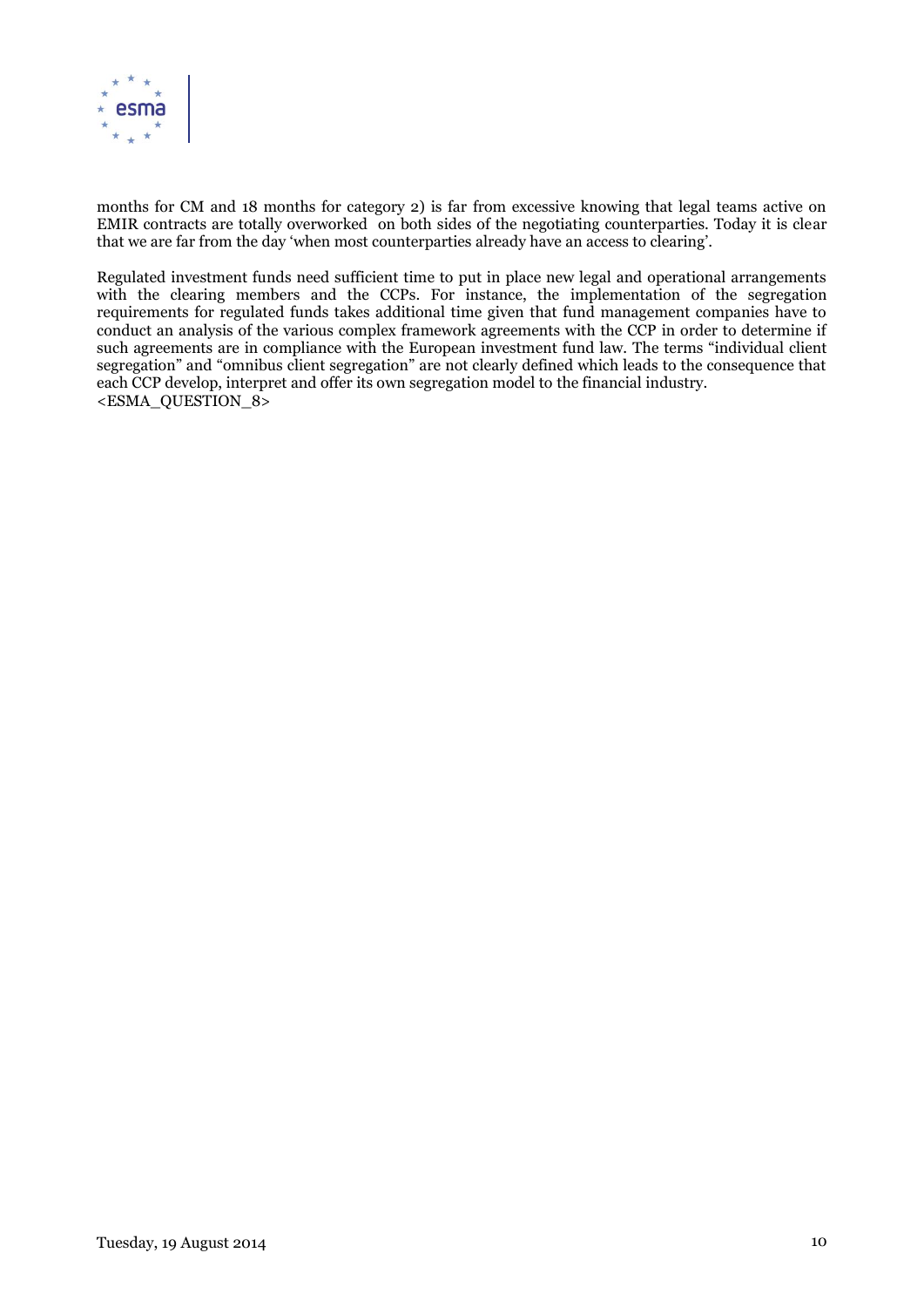months for CM and 18 months for category 2) is far from excessive knowing that legal teams active on EMIR contracts are totally overworked on both sides of the negotiating counterparties. Today it is clear that we are far from the day 'when most counterparties already have an access to clearing'.

Regulated investment funds need sufficient time to put in place new legal and operational arrangements with the clearing members and the CCPs. For instance, the implementation of the segregation requirements for regulated funds takes additional time given that fund management companies have to conduct an analysis of the various complex framework agreements with the CCP in order to determine if such agreements are in compliance with the European investment fund law. The terms "individual client segregation" and "omnibus client segregation" are not clearly defined which leads to the consequence that each CCP develop, interpret and offer its own segregation model to the financial industry.
<ESMA_QUESTION_8>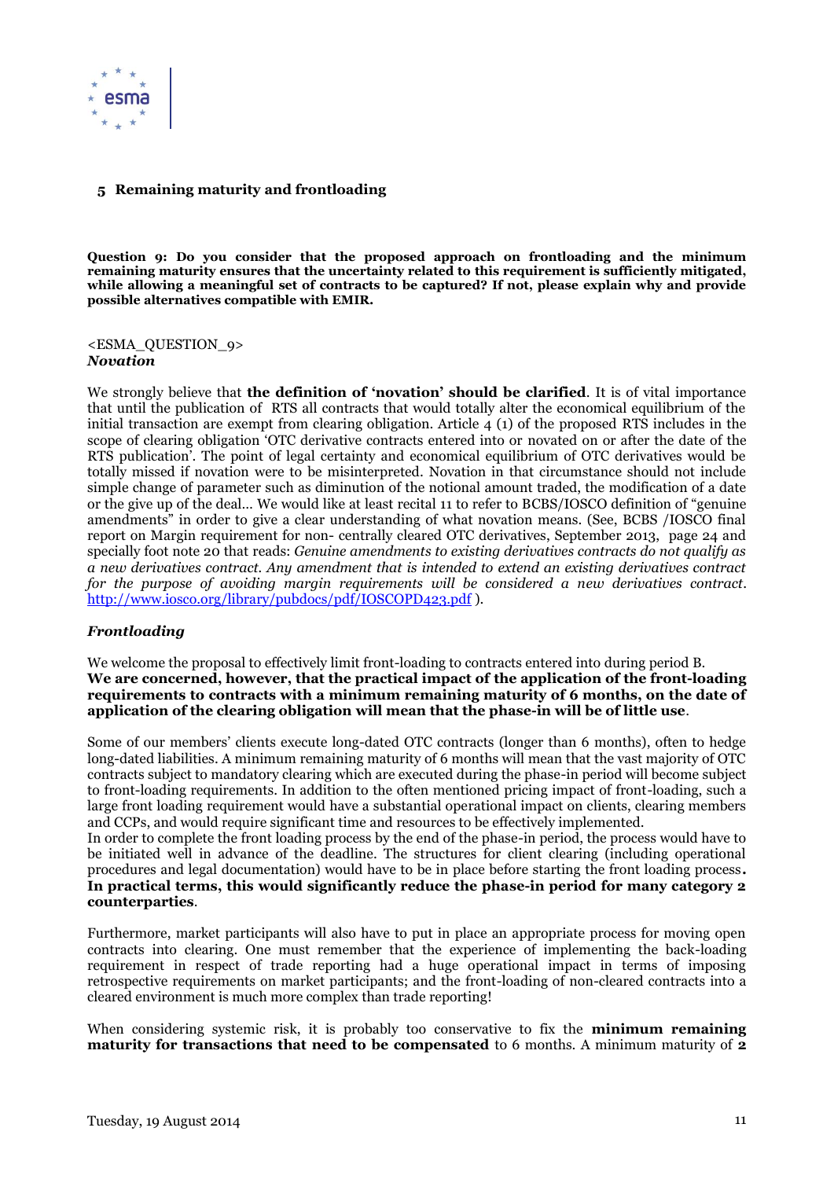## 5 Remaining maturity and frontloading

**Question 9: Do you consider that the proposed approach on frontloading and the minimum remaining maturity ensures that the uncertainty related to this requirement is sufficiently mitigated, while allowing a meaningful set of contracts to be captured? If not, please explain why and provide possible alternatives compatible with EMIR.**

<ESMA_QUESTION_9>

***Novation***

We strongly believe that **the definition of 'novation' should be clarified**. It is of vital importance that until the publication of RTS all contracts that would totally alter the economical equilibrium of the initial transaction are exempt from clearing obligation. Article 4 (1) of the proposed RTS includes in the scope of clearing obligation 'OTC derivative contracts entered into or novated on or after the date of the RTS publication'. The point of legal certainty and economical equilibrium of OTC derivatives would be totally missed if novation were to be misinterpreted. Novation in that circumstance should not include simple change of parameter such as diminution of the notional amount traded, the modification of a date or the give up of the deal... We would like at least recital 11 to refer to BCBS/IOSCO definition of "genuine amendments" in order to give a clear understanding of what novation means. (See, BCBS /IOSCO final report on Margin requirement for non- centrally cleared OTC derivatives, September 2013, page 24 and specially foot note 20 that reads: *Genuine amendments to existing derivatives contracts do not qualify as a new derivatives contract. Any amendment that is intended to extend an existing derivatives contract for the purpose of avoiding margin requirements will be considered a new derivatives contract*. http://www.iosco.org/library/pubdocs/pdf/IOSCOPD423.pdf ).

***Frontloading***

We welcome the proposal to effectively limit front-loading to contracts entered into during period B. **We are concerned, however, that the practical impact of the application of the front-loading requirements to contracts with a minimum remaining maturity of 6 months, on the date of application of the clearing obligation will mean that the phase-in will be of little use**.

Some of our members' clients execute long-dated OTC contracts (longer than 6 months), often to hedge long-dated liabilities. A minimum remaining maturity of 6 months will mean that the vast majority of OTC contracts subject to mandatory clearing which are executed during the phase-in period will become subject to front-loading requirements. In addition to the often mentioned pricing impact of front-loading, such a large front loading requirement would have a substantial operational impact on clients, clearing members and CCPs, and would require significant time and resources to be effectively implemented.
In order to complete the front loading process by the end of the phase-in period, the process would have to be initiated well in advance of the deadline. The structures for client clearing (including operational procedures and legal documentation) would have to be in place before starting the front loading process**. In practical terms, this would significantly reduce the phase-in period for many category 2 counterparties**.

Furthermore, market participants will also have to put in place an appropriate process for moving open contracts into clearing. One must remember that the experience of implementing the back-loading requirement in respect of trade reporting had a huge operational impact in terms of imposing retrospective requirements on market participants; and the front-loading of non-cleared contracts into a cleared environment is much more complex than trade reporting!

When considering systemic risk, it is probably too conservative to fix the **minimum remaining maturity for transactions that need to be compensated** to 6 months. A minimum maturity of **2**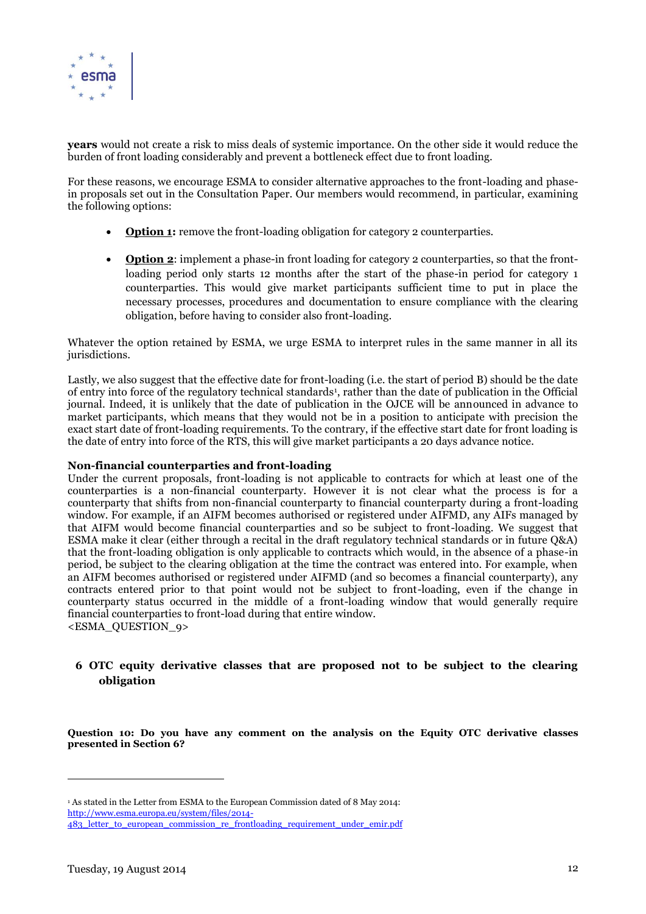**years** would not create a risk to miss deals of systemic importance. On the other side it would reduce the burden of front loading considerably and prevent a bottleneck effect due to front loading.

For these reasons, we encourage ESMA to consider alternative approaches to the front-loading and phase-in proposals set out in the Consultation Paper. Our members would recommend, in particular, examining the following options:

- **Option 1:** remove the front-loading obligation for category 2 counterparties.
- **Option 2**: implement a phase-in front loading for category 2 counterparties, so that the front-loading period only starts 12 months after the start of the phase-in period for category 1 counterparties. This would give market participants sufficient time to put in place the necessary processes, procedures and documentation to ensure compliance with the clearing obligation, before having to consider also front-loading.

Whatever the option retained by ESMA, we urge ESMA to interpret rules in the same manner in all its jurisdictions.

Lastly, we also suggest that the effective date for front-loading (i.e. the start of period B) should be the date of entry into force of the regulatory technical standards[1], rather than the date of publication in the Official journal. Indeed, it is unlikely that the date of publication in the OJCE will be announced in advance to market participants, which means that they would not be in a position to anticipate with precision the exact start date of front-loading requirements. To the contrary, if the effective start date for front loading is the date of entry into force of the RTS, this will give market participants a 20 days advance notice.

**Non-financial counterparties and front-loading**

Under the current proposals, front-loading is not applicable to contracts for which at least one of the counterparties is a non-financial counterparty. However it is not clear what the process is for a counterparty that shifts from non-financial counterparty to financial counterparty during a front-loading window. For example, if an AIFM becomes authorised or registered under AIFMD, any AIFs managed by that AIFM would become financial counterparties and so be subject to front-loading. We suggest that ESMA make it clear (either through a recital in the draft regulatory technical standards or in future Q&A) that the front-loading obligation is only applicable to contracts which would, in the absence of a phase-in period, be subject to the clearing obligation at the time the contract was entered into. For example, when an AIFM becomes authorised or registered under AIFMD (and so becomes a financial counterparty), any contracts entered prior to that point would not be subject to front-loading, even if the change in counterparty status occurred in the middle of a front-loading window that would generally require financial counterparties to front-load during that entire window.
<ESMA_QUESTION_9>

## 6 OTC equity derivative classes that are proposed not to be subject to the clearing obligation

**Question 10: Do you have any comment on the analysis on the Equity OTC derivative classes presented in Section 6?**

---

[1] As stated in the Letter from ESMA to the European Commission dated of 8 May 2014: http://www.esma.europa.eu/system/files/2014-483_letter_to_european_commission_re_frontloading_requirement_under_emir.pdf

Tuesday, 19 August 2014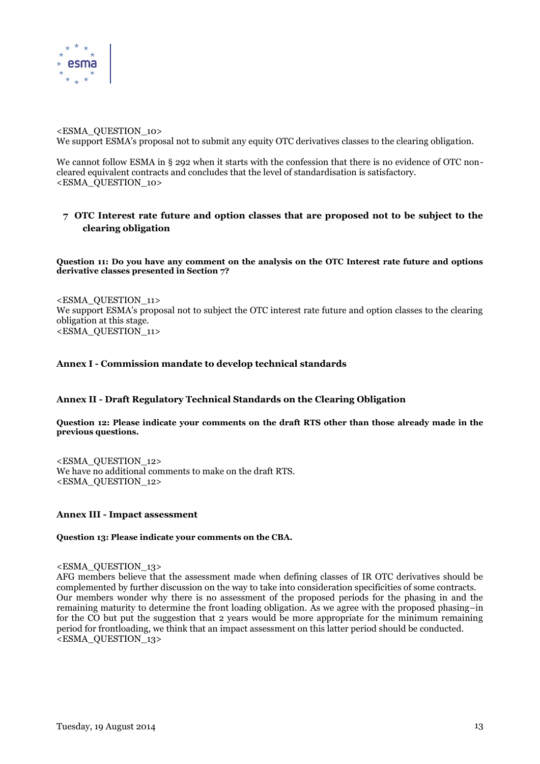<ESMA_QUESTION_10>
We support ESMA's proposal not to submit any equity OTC derivatives classes to the clearing obligation.

We cannot follow ESMA in § 292 when it starts with the confession that there is no evidence of OTC non-cleared equivalent contracts and concludes that the level of standardisation is satisfactory.
<ESMA_QUESTION_10>

## 7 OTC Interest rate future and option classes that are proposed not to be subject to the clearing obligation

**Question 11: Do you have any comment on the analysis on the OTC Interest rate future and options derivative classes presented in Section 7?**

<ESMA_QUESTION_11>
We support ESMA's proposal not to subject the OTC interest rate future and option classes to the clearing obligation at this stage.
<ESMA_QUESTION_11>

### Annex I - Commission mandate to develop technical standards

### Annex II - Draft Regulatory Technical Standards on the Clearing Obligation

**Question 12: Please indicate your comments on the draft RTS other than those already made in the previous questions.**

<ESMA_QUESTION_12>
We have no additional comments to make on the draft RTS.
<ESMA_QUESTION_12>

### Annex III - Impact assessment

**Question 13: Please indicate your comments on the CBA.**

<ESMA_QUESTION_13>
AFG members believe that the assessment made when defining classes of IR OTC derivatives should be complemented by further discussion on the way to take into consideration specificities of some contracts.
Our members wonder why there is no assessment of the proposed periods for the phasing in and the remaining maturity to determine the front loading obligation. As we agree with the proposed phasing–in for the CO but put the suggestion that 2 years would be more appropriate for the minimum remaining period for frontloading, we think that an impact assessment on this latter period should be conducted.
<ESMA_QUESTION_13>